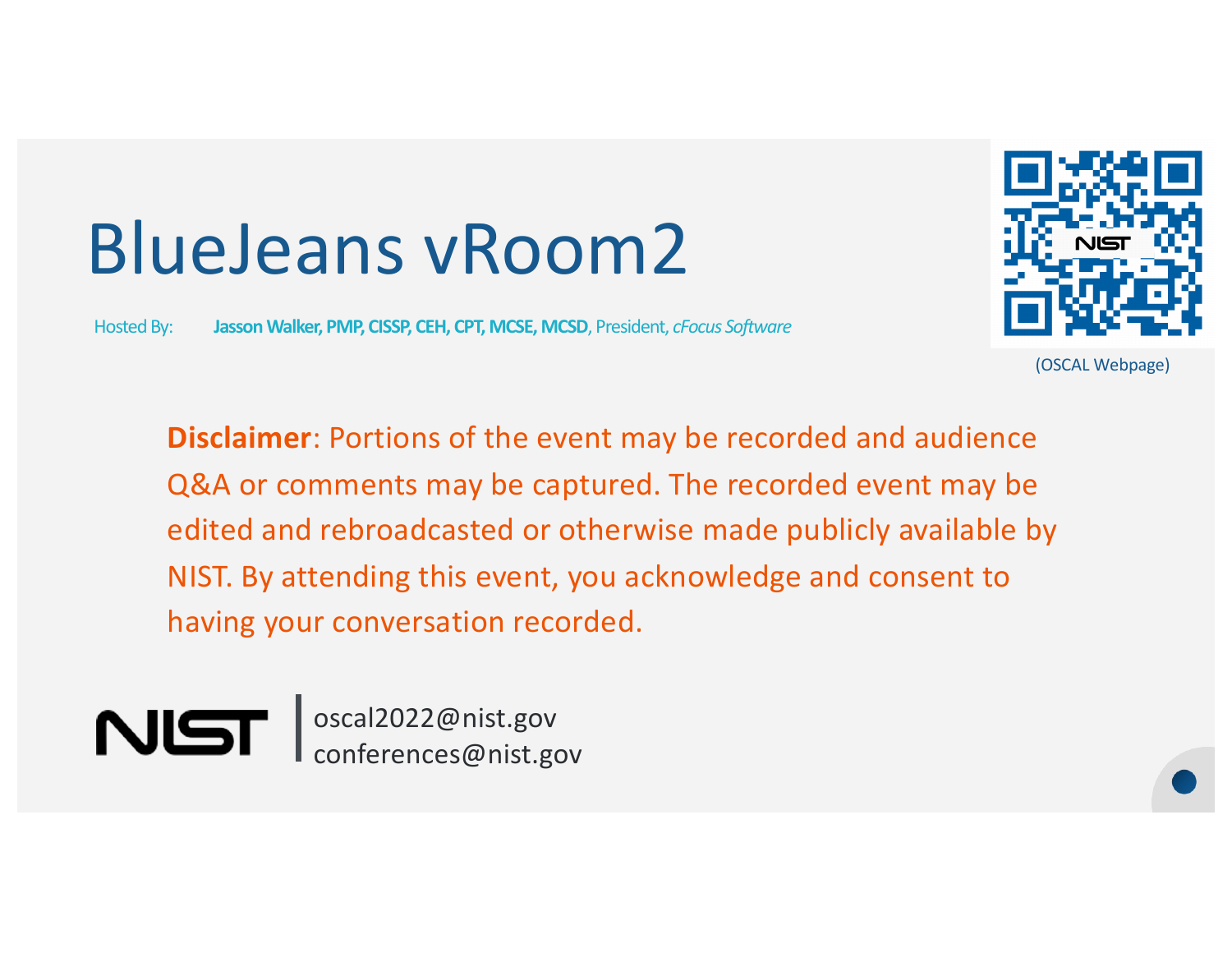# BlueJeans vRoom2

Hosted By: **Jasson Walker, PMP, CISSP, CEH, CPT, MCSE, MCSD**, President, *cFocus Software*

(OSCAL Webpage)

**Disclaimer**: Portions of the event may be recorded and audience Q&A or comments may be captured. The recorded event may be edited and rebroadcasted or otherwise made publicly available by NIST. By attending this event, you acknowledge and consent to having your conversation recorded.

NIST | oscal2022@nist.gov
conferences@nist.gov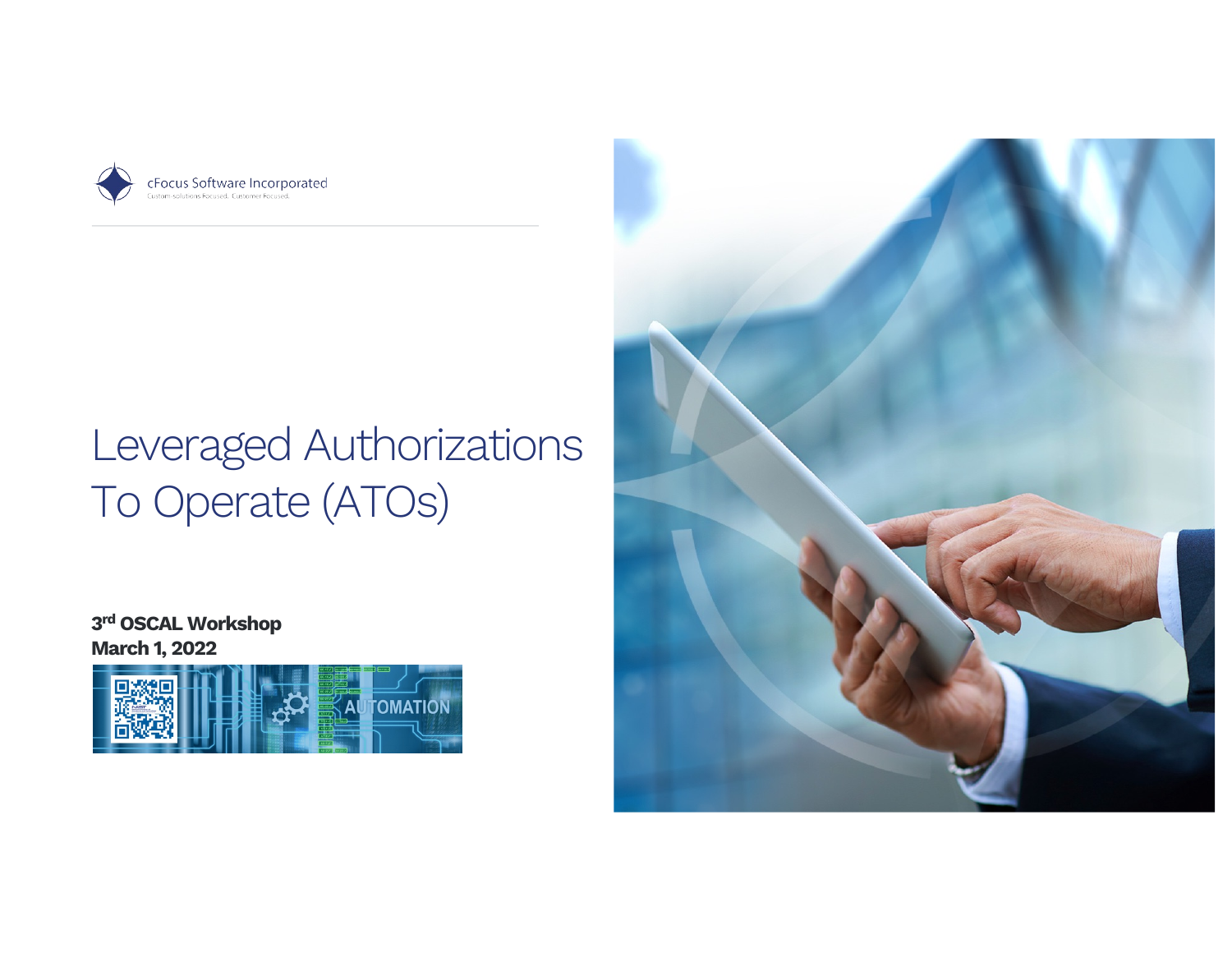cFocus Software Incorporated

Custom-solutions Focused. Customer Focused.

# Leveraged Authorizations To Operate (ATOs)

**3rd OSCAL Workshop**
**March 1, 2022**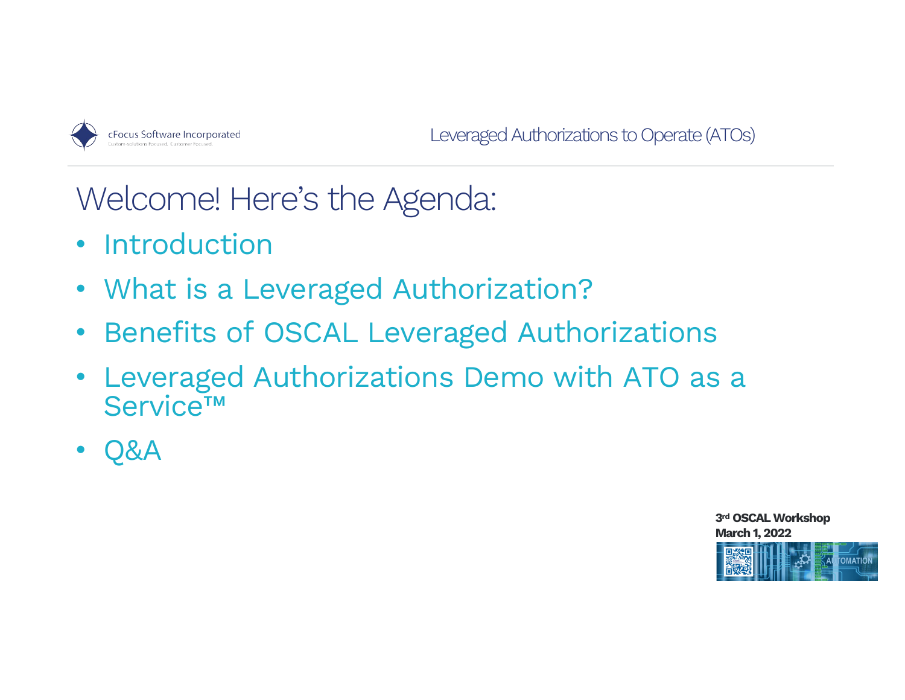# Welcome! Here's the Agenda:

- Introduction
- What is a Leveraged Authorization?
- Benefits of OSCAL Leveraged Authorizations
- Leveraged Authorizations Demo with ATO as a Service™
- Q&A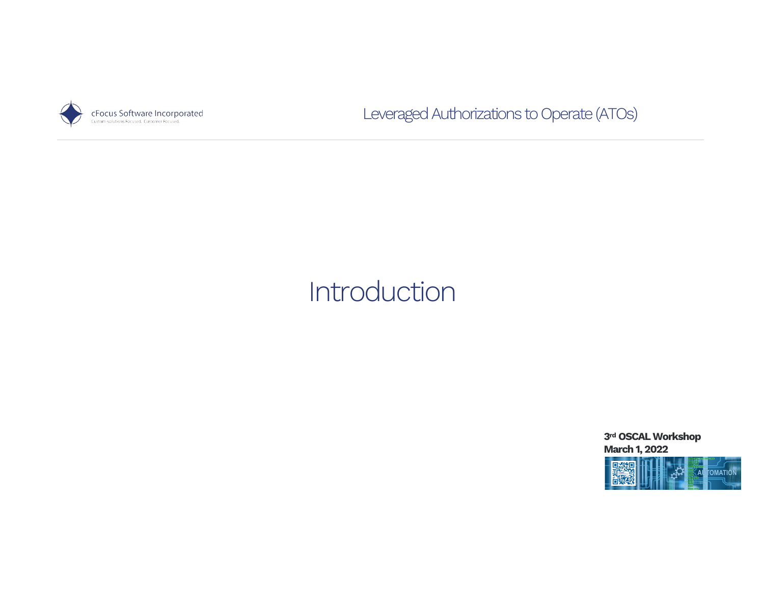# Introduction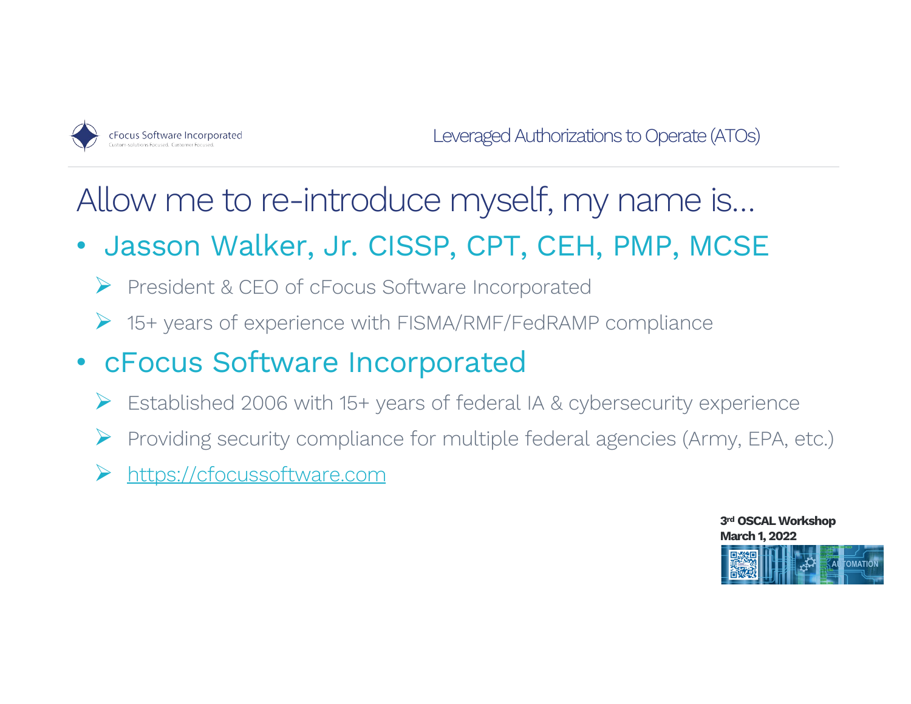# Allow me to re-introduce myself, my name is…

- Jasson Walker, Jr. CISSP, CPT, CEH, PMP, MCSE
  - President & CEO of cFocus Software Incorporated
  - 15+ years of experience with FISMA/RMF/FedRAMP compliance
- cFocus Software Incorporated
  - Established 2006 with 15+ years of federal IA & cybersecurity experience
  - Providing security compliance for multiple federal agencies (Army, EPA, etc.)
  - https://cfocussoftware.com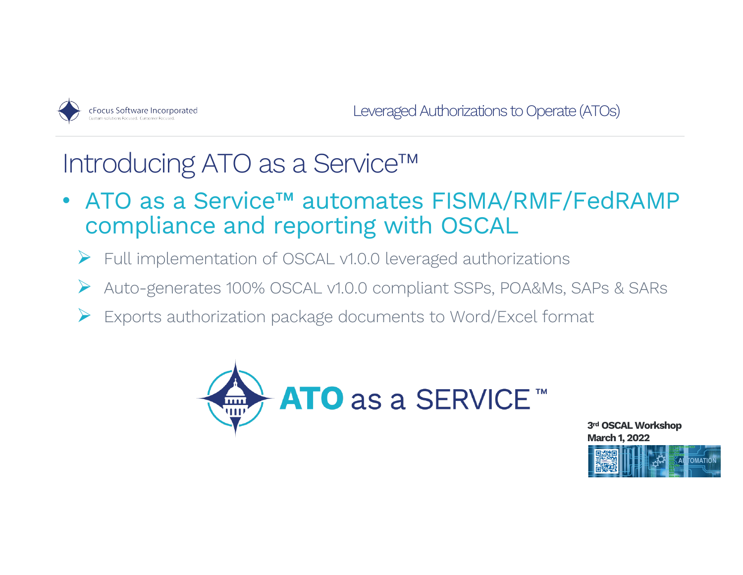# Introducing ATO as a Service™

- ATO as a Service™ automates FISMA/RMF/FedRAMP compliance and reporting with OSCAL
  - Full implementation of OSCAL v1.0.0 leveraged authorizations
  - Auto-generates 100% OSCAL v1.0.0 compliant SSPs, POA&Ms, SAPs & SARs
  - Exports authorization package documents to Word/Excel format

ATO as a SERVICE ™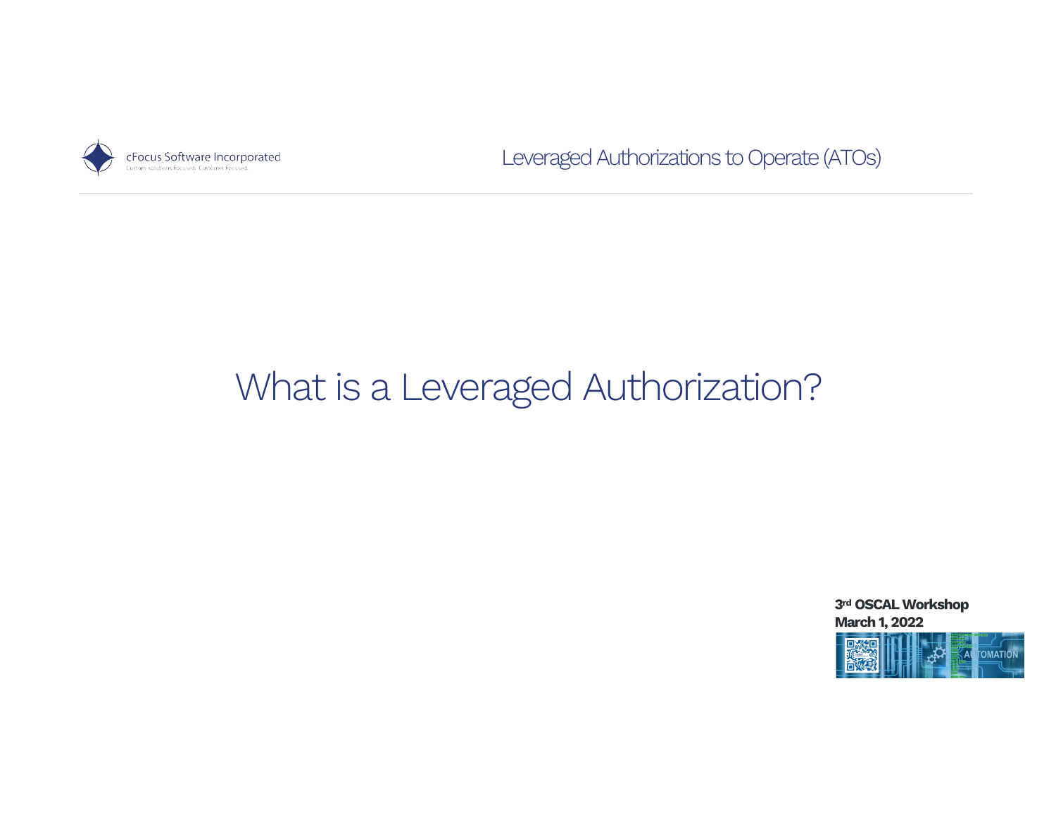# What is a Leveraged Authorization?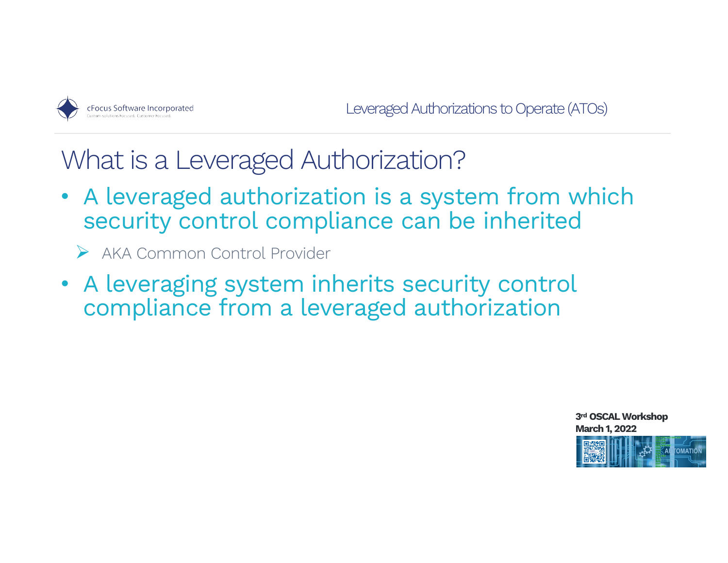# What is a Leveraged Authorization?

- A leveraged authorization is a system from which security control compliance can be inherited
  - AKA Common Control Provider
- A leveraging system inherits security control compliance from a leveraged authorization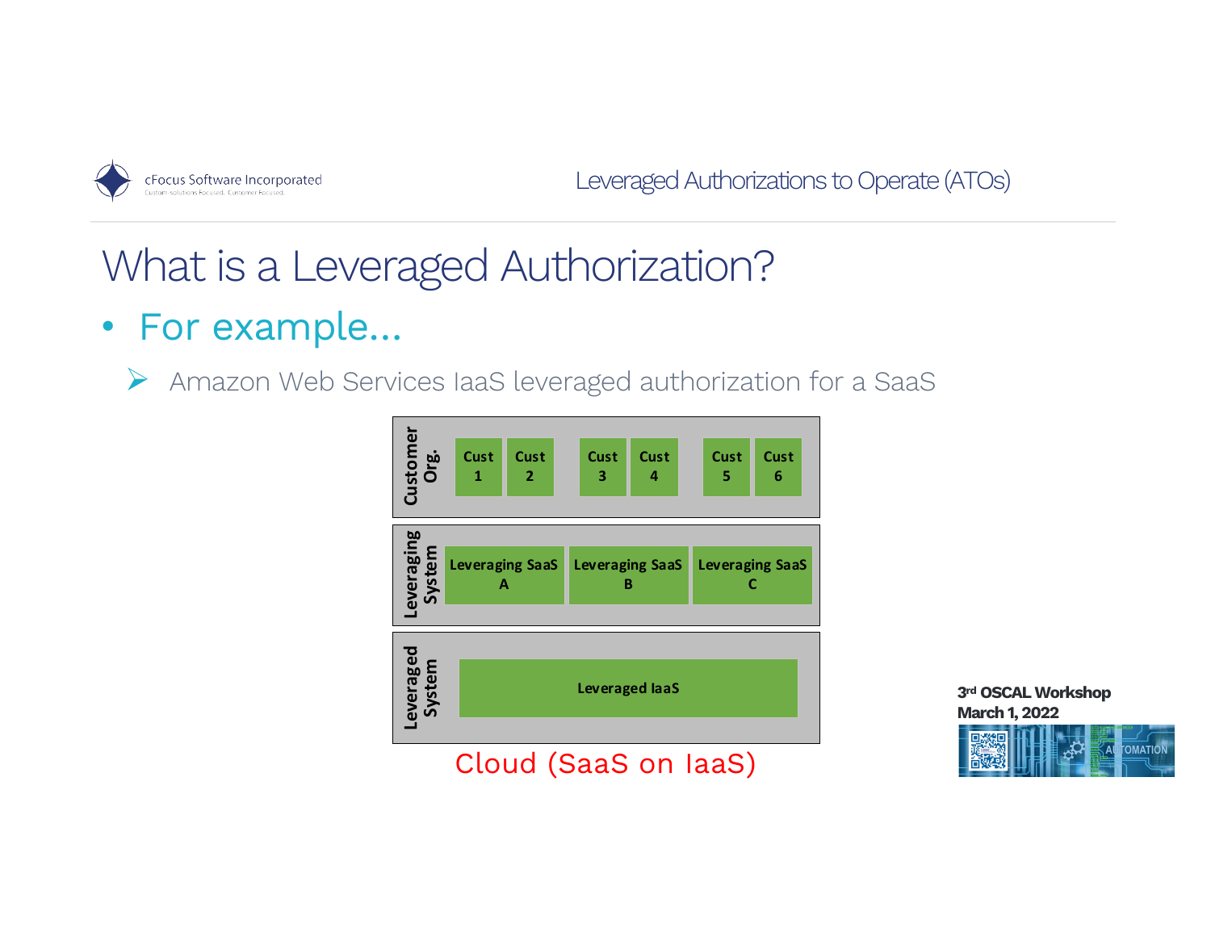# What is a Leveraged Authorization?

- For example…
  - Amazon Web Services IaaS leveraged authorization for a SaaS

| Customer Org. | Cust 1 | Cust 2 | Cust 3 | Cust 4 | Cust 5 | Cust 6 |
|---|---|---|---|---|---|---|
| Leveraging System | Leveraging SaaS A | | Leveraging SaaS B | | Leveraging SaaS C | |
| Leveraged System | Leveraged IaaS | | | | | |

Cloud (SaaS on IaaS)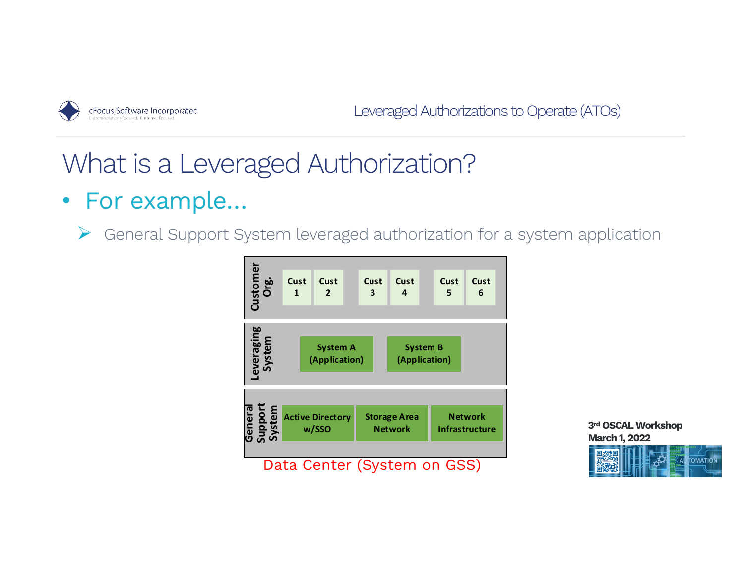# What is a Leveraged Authorization?

- For example...
  - General Support System leveraged authorization for a system application

| Customer Org. | Cust 1 | Cust 2 | Cust 3 | Cust 4 | Cust 5 | Cust 6 |
|---|---|---|---|---|---|---|
| **Leveraging System** | System A (Application) | | System B (Application) | | | |
| **General Support System** | Active Directory w/SSO | | Storage Area Network | | Network Infrastructure | |

Data Center (System on GSS)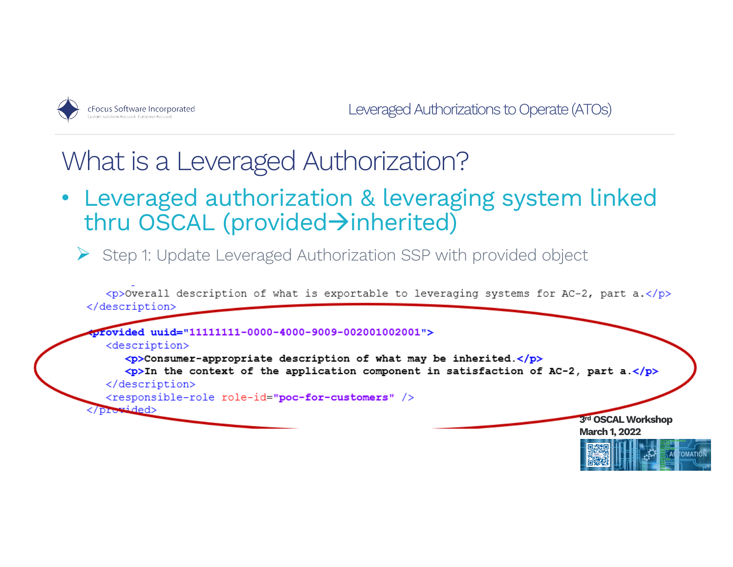# What is a Leveraged Authorization?

- Leveraged authorization & leveraging system linked thru OSCAL (provided→inherited)
  - Step 1: Update Leveraged Authorization SSP with provided object

```xml
   <p>Overall description of what is exportable to leveraging systems for AC-2, part a.</p>
</description>

<provided uuid="11111111-0000-4000-9009-002001002001">
   <description>
      <p>Consumer-appropriate description of what may be inherited.</p>
      <p>In the context of the application component in satisfaction of AC-2, part a.</p>
   </description>
   <responsible-role role-id="poc-for-customers" />
</provided>
```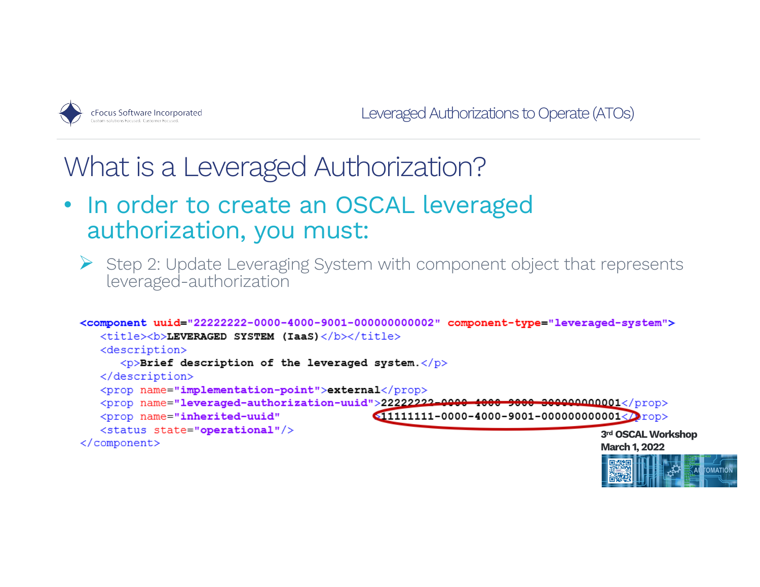# What is a Leveraged Authorization?

- In order to create an OSCAL leveraged authorization, you must:
  - Step 2: Update Leveraging System with component object that represents leveraged-authorization

```
<component uuid="22222222-0000-4000-9001-000000000002" component-type="leveraged-system">
   <title><b>LEVERAGED SYSTEM (IaaS)</b></title>
   <description>
      <p>Brief description of the leveraged system.</p>
   </description>
   <prop name="implementation-point">external</prop>
   <prop name="leveraged-authorization-uuid">22222222-0000-4000-9000-300000000001</prop>
   <prop name="inherited-uuid"               >11111111-0000-4000-9001-000000000001</prop>
   <status state="operational"/>
</component>
```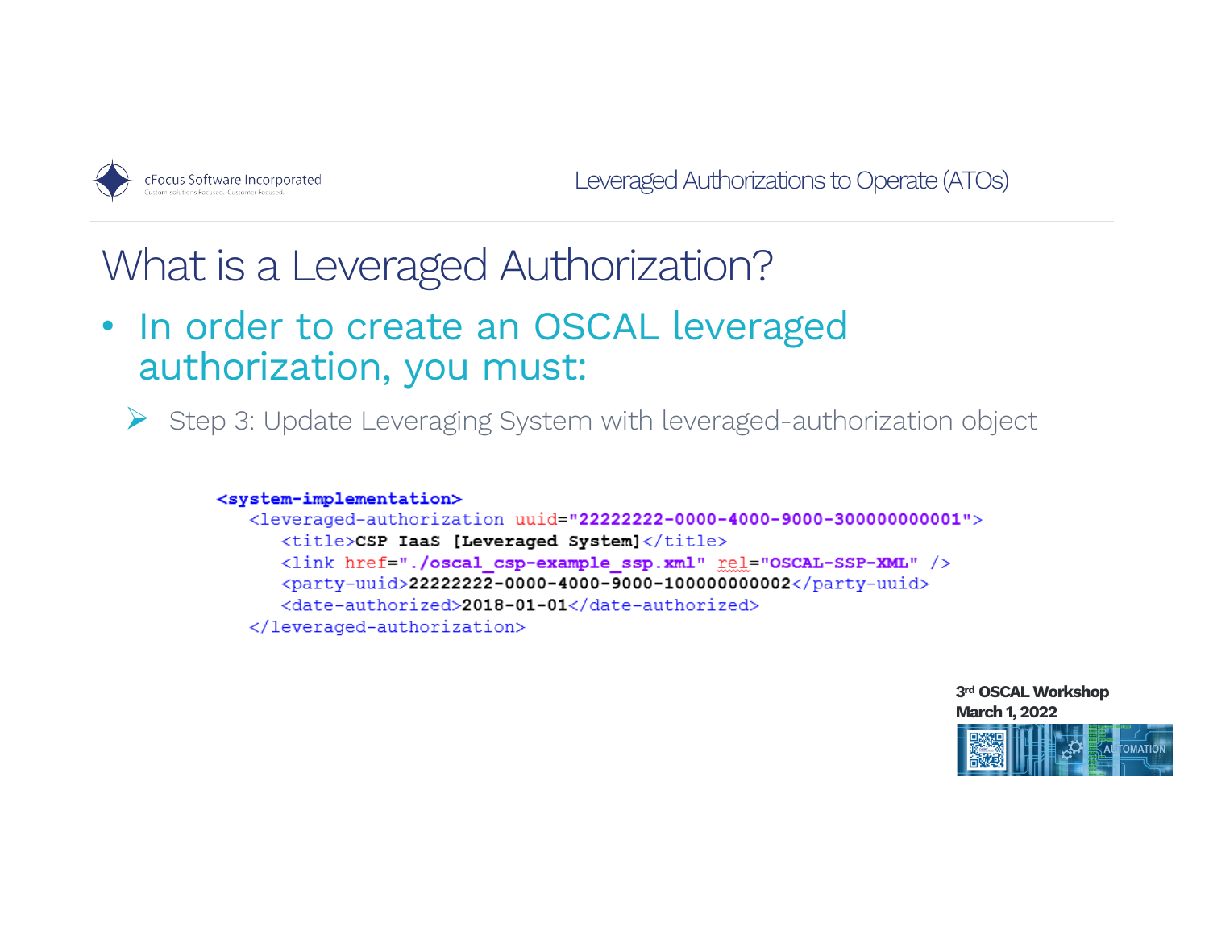# What is a Leveraged Authorization?

- In order to create an OSCAL leveraged authorization, you must:
  - Step 3: Update Leveraging System with leveraged-authorization object

```
<system-implementation>
   <leveraged-authorization uuid="22222222-0000-4000-9000-300000000001">
      <title>CSP IaaS [Leveraged System]</title>
      <link href="./oscal_csp-example_ssp.xml" rel="OSCAL-SSP-XML" />
      <party-uuid>22222222-0000-4000-9000-100000000002</party-uuid>
      <date-authorized>2018-01-01</date-authorized>
   </leveraged-authorization>
```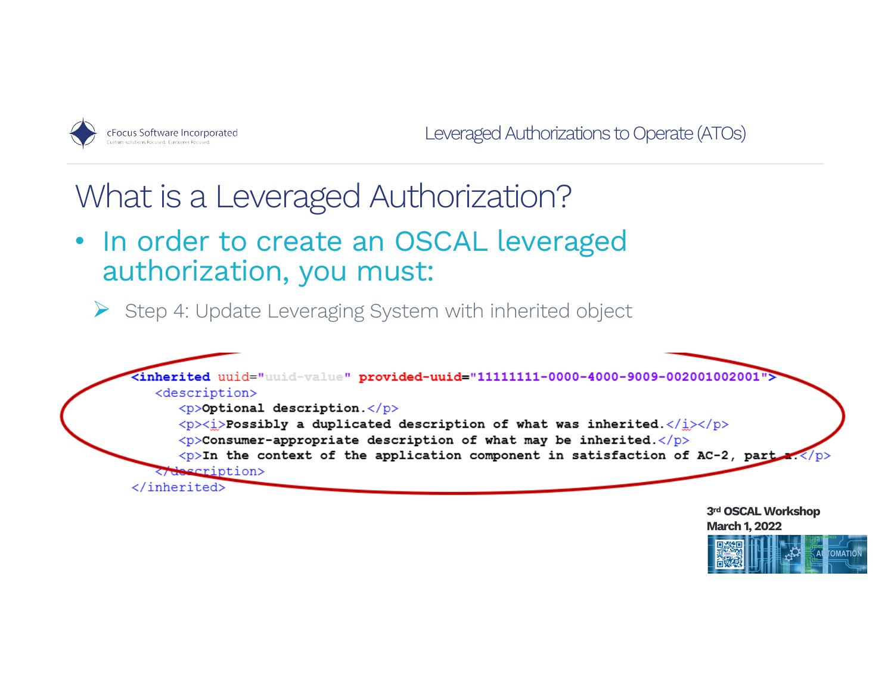# What is a Leveraged Authorization?

- In order to create an OSCAL leveraged authorization, you must:
  - Step 4: Update Leveraging System with inherited object

```xml
<inherited uuid="uuid-value" provided-uuid="11111111-0000-4000-9009-002001002001">
   <description>
      <p>Optional description.</p>
      <p><i>Possibly a duplicated description of what was inherited.</i></p>
      <p>Consumer-appropriate description of what may be inherited.</p>
      <p>In the context of the application component in satisfaction of AC-2, part a.</p>
   </description>
</inherited>
```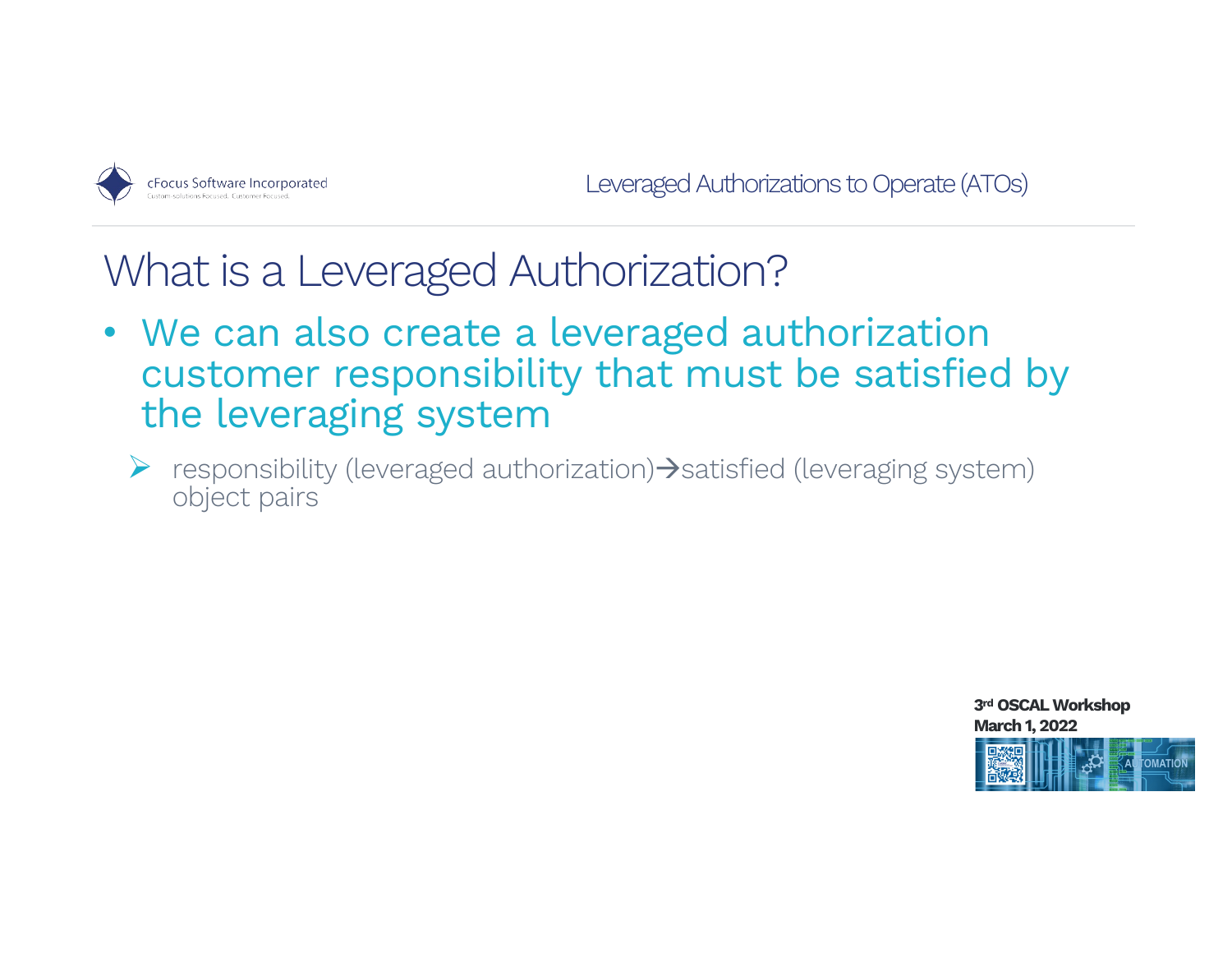# What is a Leveraged Authorization?

- We can also create a leveraged authorization customer responsibility that must be satisfied by the leveraging system
  - responsibility (leveraged authorization)→satisfied (leveraging system) object pairs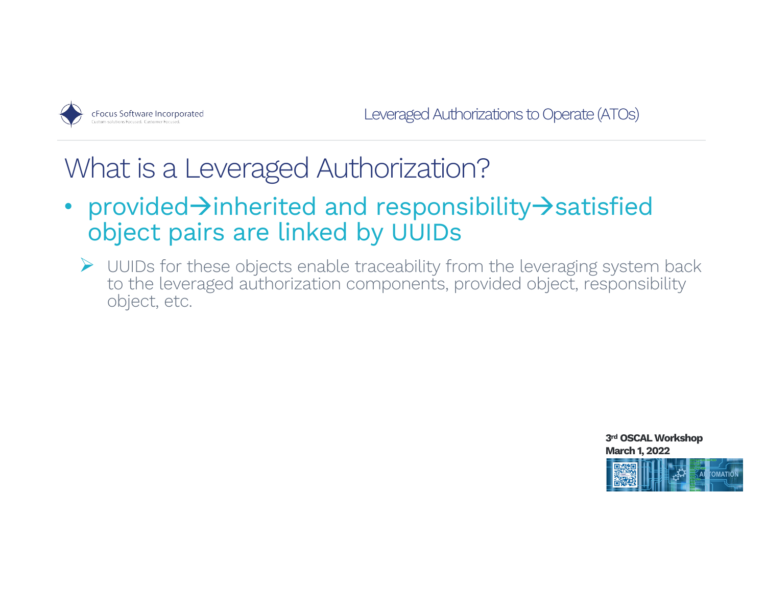# What is a Leveraged Authorization?

- provided→inherited and responsibility→satisfied object pairs are linked by UUIDs
  - UUIDs for these objects enable traceability from the leveraging system back to the leveraged authorization components, provided object, responsibility object, etc.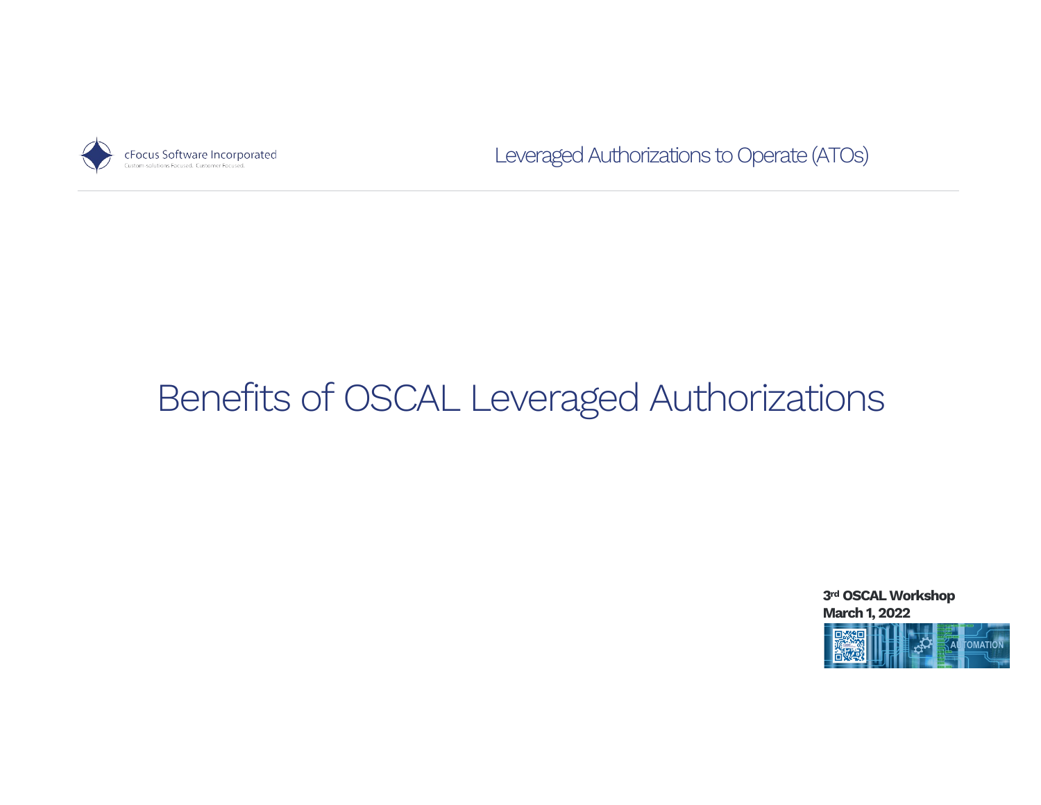# Benefits of OSCAL Leveraged Authorizations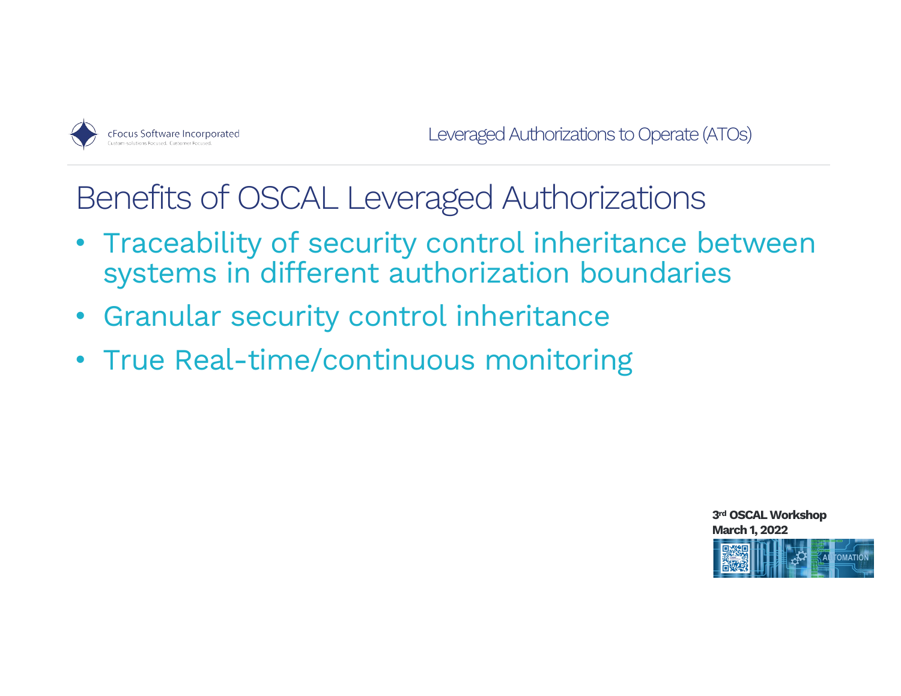# Benefits of OSCAL Leveraged Authorizations

- Traceability of security control inheritance between systems in different authorization boundaries
- Granular security control inheritance
- True Real-time/continuous monitoring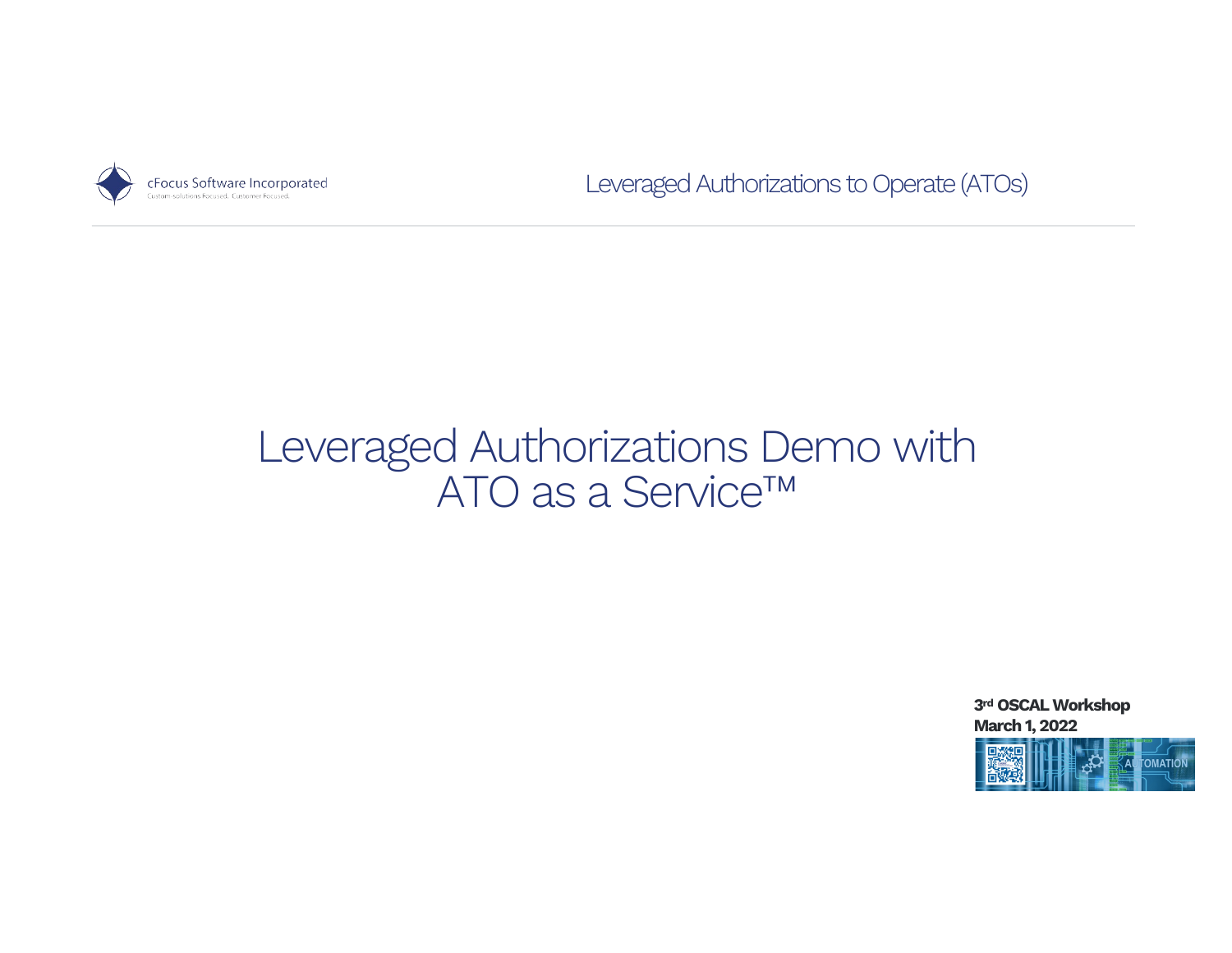# Leveraged Authorizations Demo with ATO as a Service™

**3rd OSCAL Workshop**
**March 1, 2022**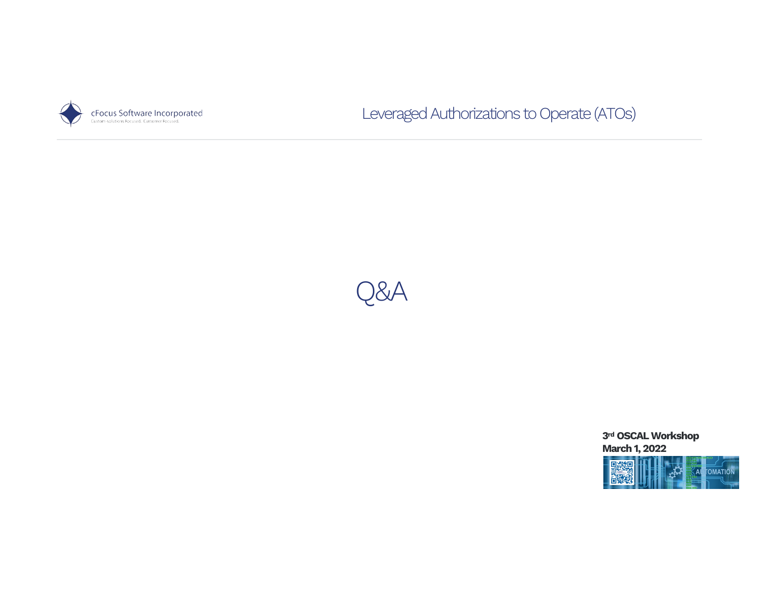# Q&A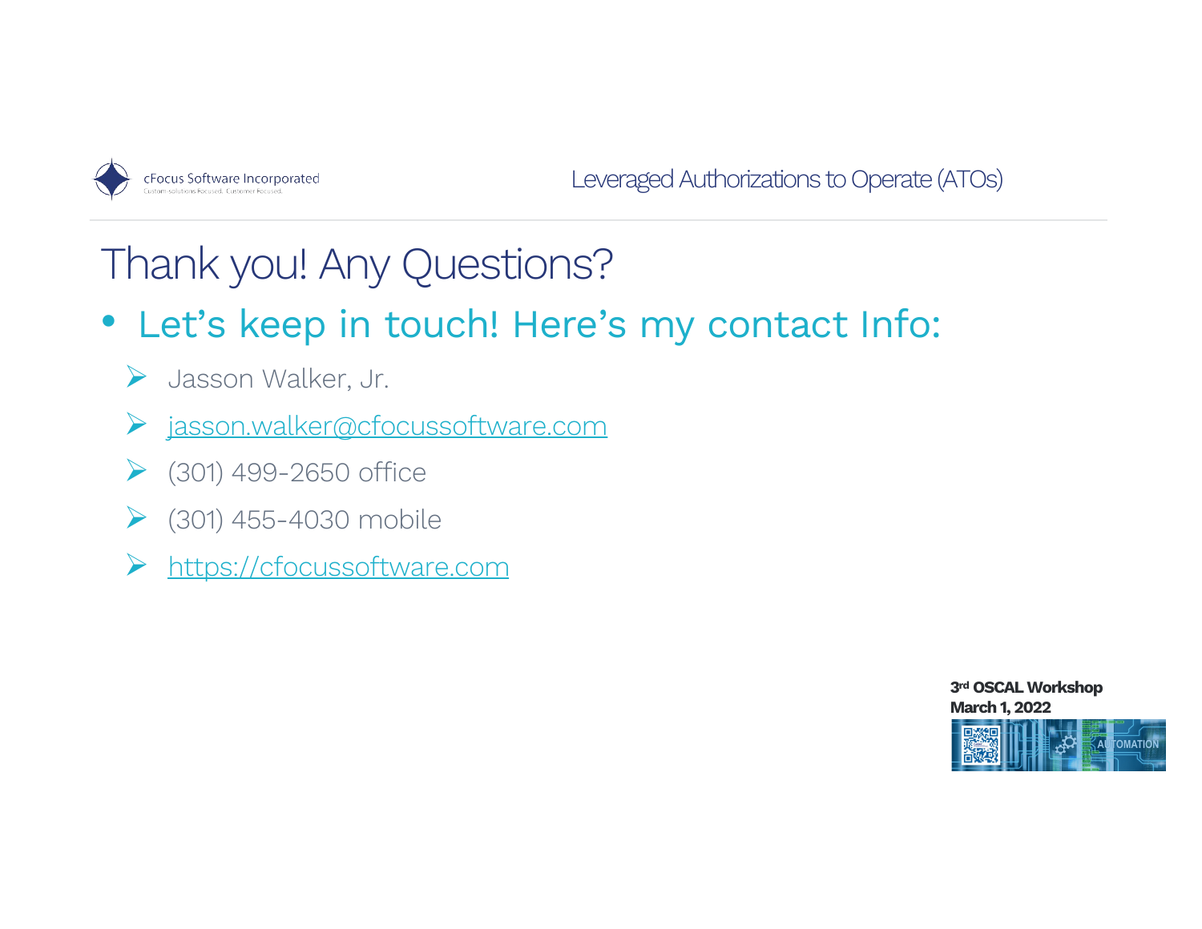# Thank you! Any Questions?

- Let's keep in touch! Here's my contact Info:
  - Jasson Walker, Jr.
  - jasson.walker@cfocussoftware.com
  - (301) 499-2650 office
  - (301) 455-4030 mobile
  - https://cfocussoftware.com